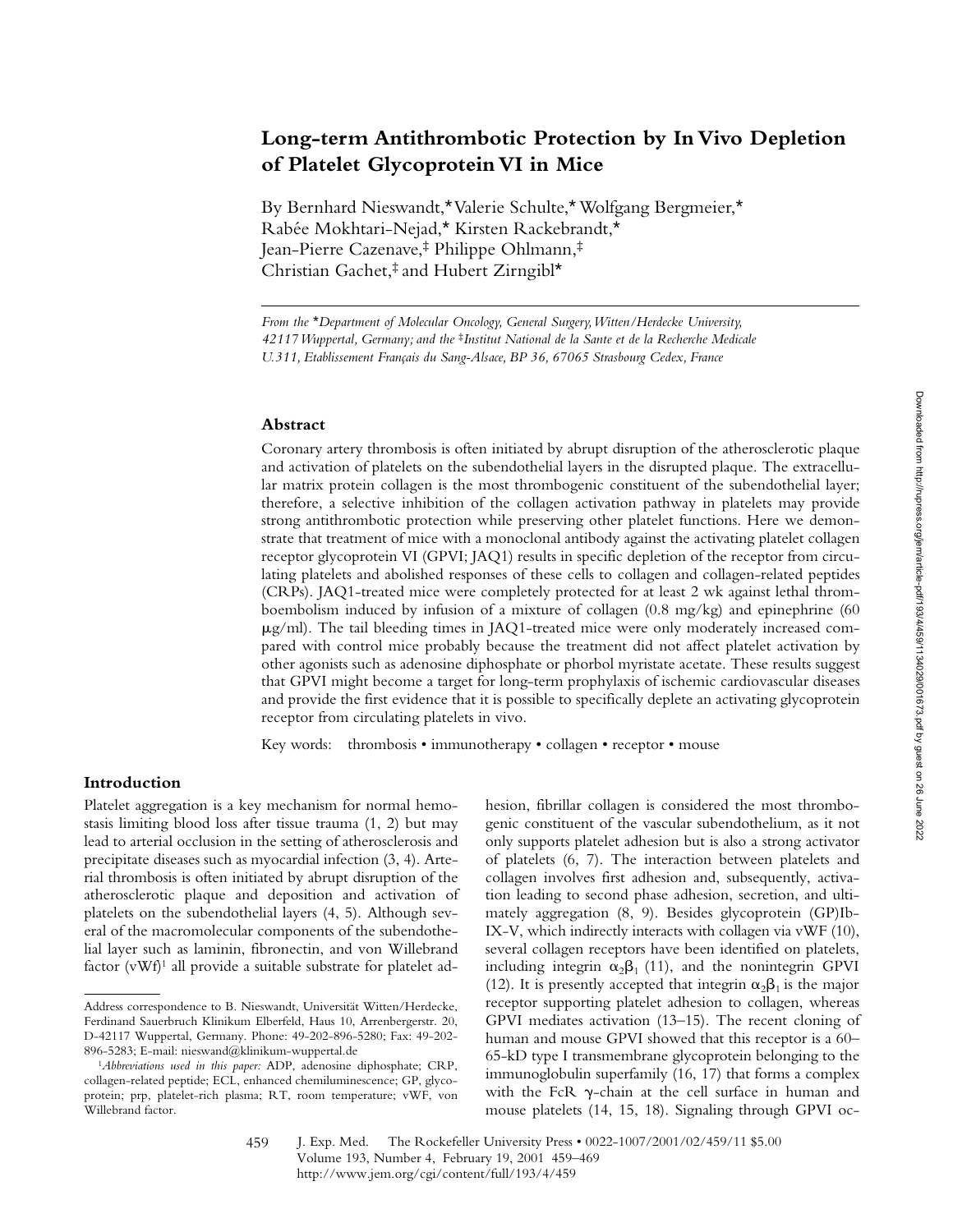# Long-term Antithrombotic Protection by In Vivo Depletion of Platelet Glycoprotein VI in Mice

By Bernhard Nieswandt,* Valerie Schulte,* Wolfgang Bergmeier,* Rabée Mokhtari-Nejad,* Kirsten Rackebrandt,* Jean-Pierre Cazenave,‡ Philippe Ohlmann,‡ Christian Gachet,‡ and Hubert Zirngibl*

*From the \*Department of Molecular Oncology, General Surgery, Witten/Herdecke University, 42117 Wuppertal, Germany; and the ‡Institut National de la Sante et de la Recherche Medicale U.311, Etablissement Français du Sang-Alsace, BP 36, 67065 Strasbourg Cedex, France*

## Abstract

Coronary artery thrombosis is often initiated by abrupt disruption of the atherosclerotic plaque and activation of platelets on the subendothelial layers in the disrupted plaque. The extracellular matrix protein collagen is the most thrombogenic constituent of the subendothelial layer; therefore, a selective inhibition of the collagen activation pathway in platelets may provide strong antithrombotic protection while preserving other platelet functions. Here we demonstrate that treatment of mice with a monoclonal antibody against the activating platelet collagen receptor glycoprotein VI (GPVI; JAQ1) results in specific depletion of the receptor from circulating platelets and abolished responses of these cells to collagen and collagen-related peptides (CRPs). JAQ1-treated mice were completely protected for at least 2 wk against lethal thromboembolism induced by infusion of a mixture of collagen (0.8 mg/kg) and epinephrine (60 μg/ml). The tail bleeding times in JAQ1-treated mice were only moderately increased compared with control mice probably because the treatment did not affect platelet activation by other agonists such as adenosine diphosphate or phorbol myristate acetate. These results suggest that GPVI might become a target for long-term prophylaxis of ischemic cardiovascular diseases and provide the first evidence that it is possible to specifically deplete an activating glycoprotein receptor from circulating platelets in vivo.

Key words: thrombosis • immunotherapy • collagen • receptor • mouse

## Introduction

Platelet aggregation is a key mechanism for normal hemostasis limiting blood loss after tissue trauma (1, 2) but may lead to arterial occlusion in the setting of atherosclerosis and precipitate diseases such as myocardial infection (3, 4). Arterial thrombosis is often initiated by abrupt disruption of the atherosclerotic plaque and deposition and activation of platelets on the subendothelial layers (4, 5). Although several of the macromolecular components of the subendothelial layer such as laminin, fibronectin, and von Willebrand factor (vWf)[1] all provide a suitable substrate for platelet adhesion, fibrillar collagen is considered the most thrombogenic constituent of the vascular subendothelium, as it not only supports platelet adhesion but is also a strong activator of platelets (6, 7). The interaction between platelets and collagen involves first adhesion and, subsequently, activation leading to second phase adhesion, secretion, and ultimately aggregation (8, 9). Besides glycoprotein (GP)Ib-IX-V, which indirectly interacts with collagen via vWF (10), several collagen receptors have been identified on platelets, including integrin $\alpha_2\beta_1$ (11), and the nonintegrin GPVI (12). It is presently accepted that integrin $\alpha_2\beta_1$ is the major receptor supporting platelet adhesion to collagen, whereas GPVI mediates activation (13–15). The recent cloning of human and mouse GPVI showed that this receptor is a 60–65-kD type I transmembrane glycoprotein belonging to the immunoglobulin superfamily (16, 17) that forms a complex with the FcR γ-chain at the cell surface in human and mouse platelets (14, 15, 18). Signaling through GPVI oc-

Address correspondence to B. Nieswandt, Universität Witten/Herdecke, Ferdinand Sauerbruch Klinikum Elberfeld, Haus 10, Arrenbergerstr. 20, D-42117 Wuppertal, Germany. Phone: 49-202-896-5280; Fax: 49-202-896-5283; E-mail: nieswand@klinikum-wuppertal.de

[1] *Abbreviations used in this paper:* ADP, adenosine diphosphate; CRP, collagen-related peptide; ECL, enhanced chemiluminescence; GP, glycoprotein; prp, platelet-rich plasma; RT, room temperature; vWF, von Willebrand factor.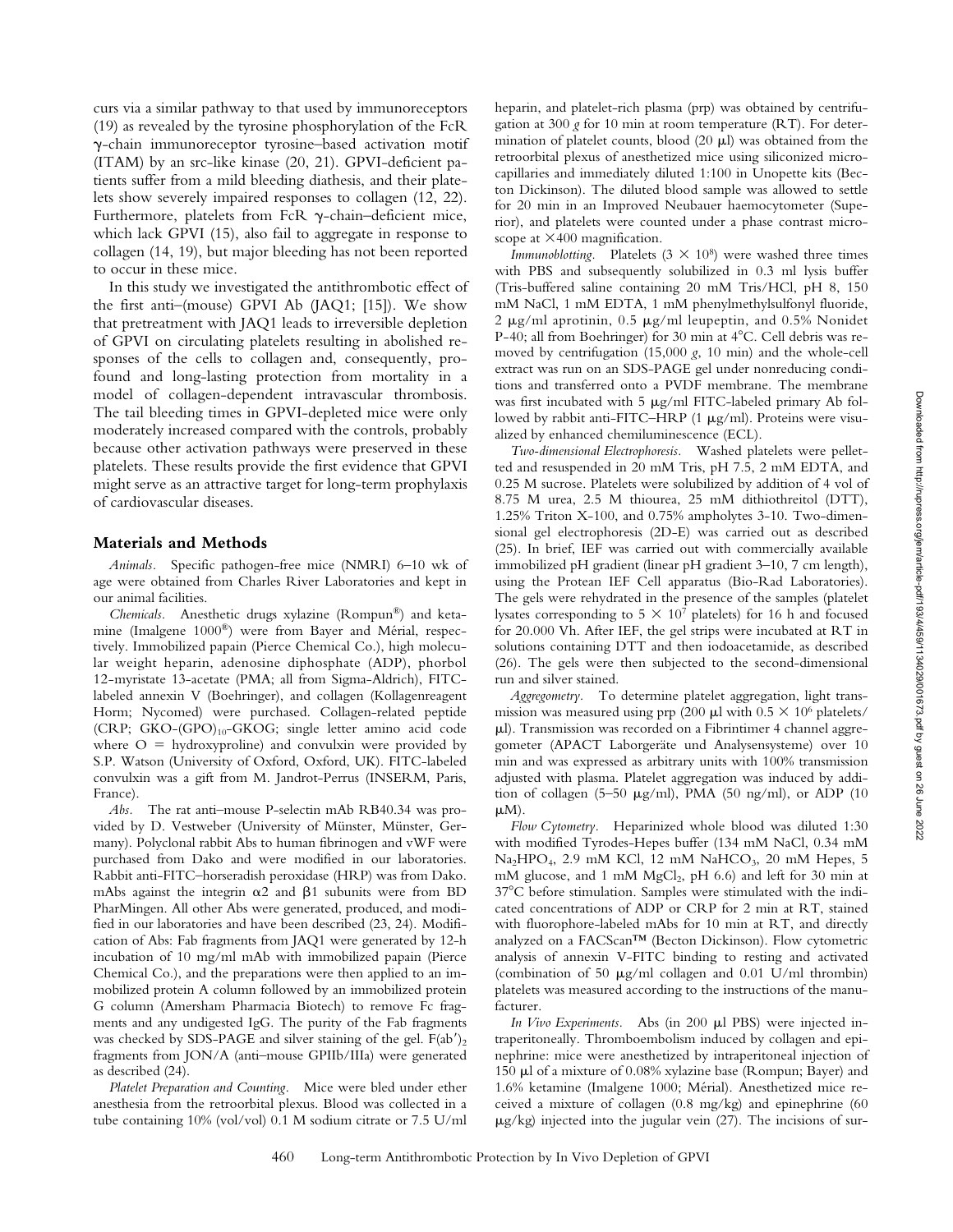curs via a similar pathway to that used by immunoreceptors (19) as revealed by the tyrosine phosphorylation of the FcR γ-chain immunoreceptor tyrosine–based activation motif (ITAM) by an src-like kinase (20, 21). GPVI-deficient patients suffer from a mild bleeding diathesis, and their platelets show severely impaired responses to collagen (12, 22). Furthermore, platelets from FcR γ-chain–deficient mice, which lack GPVI (15), also fail to aggregate in response to collagen (14, 19), but major bleeding has not been reported to occur in these mice.

In this study we investigated the antithrombotic effect of the first anti–(mouse) GPVI Ab (JAQ1; [15]). We show that pretreatment with JAQ1 leads to irreversible depletion of GPVI on circulating platelets resulting in abolished responses of the cells to collagen and, consequently, profound and long-lasting protection from mortality in a model of collagen-dependent intravascular thrombosis. The tail bleeding times in GPVI-depleted mice were only moderately increased compared with the controls, probably because other activation pathways were preserved in these platelets. These results provide the first evidence that GPVI might serve as an attractive target for long-term prophylaxis of cardiovascular diseases.

## Materials and Methods

*Animals.* Specific pathogen-free mice (NMRI) 6–10 wk of age were obtained from Charles River Laboratories and kept in our animal facilities.

*Chemicals.* Anesthetic drugs xylazine (Rompun®) and ketamine (Imalgene 1000®) were from Bayer and Mérial, respectively. Immobilized papain (Pierce Chemical Co.), high molecular weight heparin, adenosine diphosphate (ADP), phorbol 12-myristate 13-acetate (PMA; all from Sigma-Aldrich), FITC-labeled annexin V (Boehringer), and collagen (Kollagenreagent Horm; Nycomed) were purchased. Collagen-related peptide (CRP; GKO-(GPO)$_{10}$-GKOG; single letter amino acid code where O = hydroxyproline) and convulxin were provided by S.P. Watson (University of Oxford, Oxford, UK). FITC-labeled convulxin was a gift from M. Jandrot-Perrus (INSERM, Paris, France).

*Abs.* The rat anti–mouse P-selectin mAb RB40.34 was provided by D. Vestweber (University of Münster, Münster, Germany). Polyclonal rabbit Abs to human fibrinogen and vWF were purchased from Dako and were modified in our laboratories. Rabbit anti-FITC–horseradish peroxidase (HRP) was from Dako. mAbs against the integrin α2 and β1 subunits were from BD PharMingen. All other Abs were generated, produced, and modified in our laboratories and have been described (23, 24). Modification of Abs: Fab fragments from JAQ1 were generated by 12-h incubation of 10 mg/ml mAb with immobilized papain (Pierce Chemical Co.), and the preparations were then applied to an immobilized protein A column followed by an immobilized protein G column (Amersham Pharmacia Biotech) to remove Fc fragments and any undigested IgG. The purity of the Fab fragments was checked by SDS-PAGE and silver staining of the gel. F(ab′)$_2$ fragments from JON/A (anti–mouse GPIIb/IIIa) were generated as described (24).

*Platelet Preparation and Counting.* Mice were bled under ether anesthesia from the retroorbital plexus. Blood was collected in a tube containing 10% (vol/vol) 0.1 M sodium citrate or 7.5 U/ml heparin, and platelet-rich plasma (prp) was obtained by centrifugation at 300 *g* for 10 min at room temperature (RT). For determination of platelet counts, blood (20 μl) was obtained from the retroorbital plexus of anesthetized mice using siliconized microcapillaries and immediately diluted 1:100 in Unopette kits (Becton Dickinson). The diluted blood sample was allowed to settle for 20 min in an Improved Neubauer haemocytometer (Superior), and platelets were counted under a phase contrast microscope at ×400 magnification.

*Immunoblotting.* Platelets ($3 \times 10^8$) were washed three times with PBS and subsequently solubilized in 0.3 ml lysis buffer (Tris-buffered saline containing 20 mM Tris/HCl, pH 8, 150 mM NaCl, 1 mM EDTA, 1 mM phenylmethylsulfonyl fluoride, 2 μg/ml aprotinin, 0.5 μg/ml leupeptin, and 0.5% Nonidet P-40; all from Boehringer) for 30 min at 4°C. Cell debris was removed by centrifugation (15,000 *g*, 10 min) and the whole-cell extract was run on an SDS-PAGE gel under nonreducing conditions and transferred onto a PVDF membrane. The membrane was first incubated with 5 μg/ml FITC-labeled primary Ab followed by rabbit anti-FITC–HRP (1 μg/ml). Proteins were visualized by enhanced chemiluminescence (ECL).

*Two-dimensional Electrophoresis.* Washed platelets were pelleted and resuspended in 20 mM Tris, pH 7.5, 2 mM EDTA, and 0.25 M sucrose. Platelets were solubilized by addition of 4 vol of 8.75 M urea, 2.5 M thiourea, 25 mM dithiothreitol (DTT), 1.25% Triton X-100, and 0.75% ampholytes 3-10. Two-dimensional gel electrophoresis (2D-E) was carried out as described (25). In brief, IEF was carried out with commercially available immobilized pH gradient (linear pH gradient 3–10, 7 cm length), using the Protean IEF Cell apparatus (Bio-Rad Laboratories). The gels were rehydrated in the presence of the samples (platelet lysates corresponding to $5 \times 10^7$ platelets) for 16 h and focused for 20.000 Vh. After IEF, the gel strips were incubated at RT in solutions containing DTT and then iodoacetamide, as described (26). The gels were then subjected to the second-dimensional run and silver stained.

*Aggregometry.* To determine platelet aggregation, light transmission was measured using prp (200 μl with $0.5 \times 10^6$ platelets/μl). Transmission was recorded on a Fibrintimer 4 channel aggregometer (APACT Laborgeräte und Analysensysteme) over 10 min and was expressed as arbitrary units with 100% transmission adjusted with plasma. Platelet aggregation was induced by addition of collagen (5–50 μg/ml), PMA (50 ng/ml), or ADP (10 μM).

*Flow Cytometry.* Heparinized whole blood was diluted 1:30 with modified Tyrodes-Hepes buffer (134 mM NaCl, 0.34 mM $Na_2HPO_4$, 2.9 mM KCl, 12 mM $NaHCO_3$, 20 mM Hepes, 5 mM glucose, and 1 mM $MgCl_2$, pH 6.6) and left for 30 min at 37°C before stimulation. Samples were stimulated with the indicated concentrations of ADP or CRP for 2 min at RT, stained with fluorophore-labeled mAbs for 10 min at RT, and directly analyzed on a FACScan™ (Becton Dickinson). Flow cytometric analysis of annexin V-FITC binding to resting and activated (combination of 50 μg/ml collagen and 0.01 U/ml thrombin) platelets was measured according to the instructions of the manufacturer.

*In Vivo Experiments.* Abs (in 200 μl PBS) were injected intraperitoneally. Thromboembolism induced by collagen and epinephrine: mice were anesthetized by intraperitoneal injection of 150 μl of a mixture of 0.08% xylazine base (Rompun; Bayer) and 1.6% ketamine (Imalgene 1000; Mérial). Anesthetized mice received a mixture of collagen (0.8 mg/kg) and epinephrine (60 μg/kg) injected into the jugular vein (27). The incisions of sur-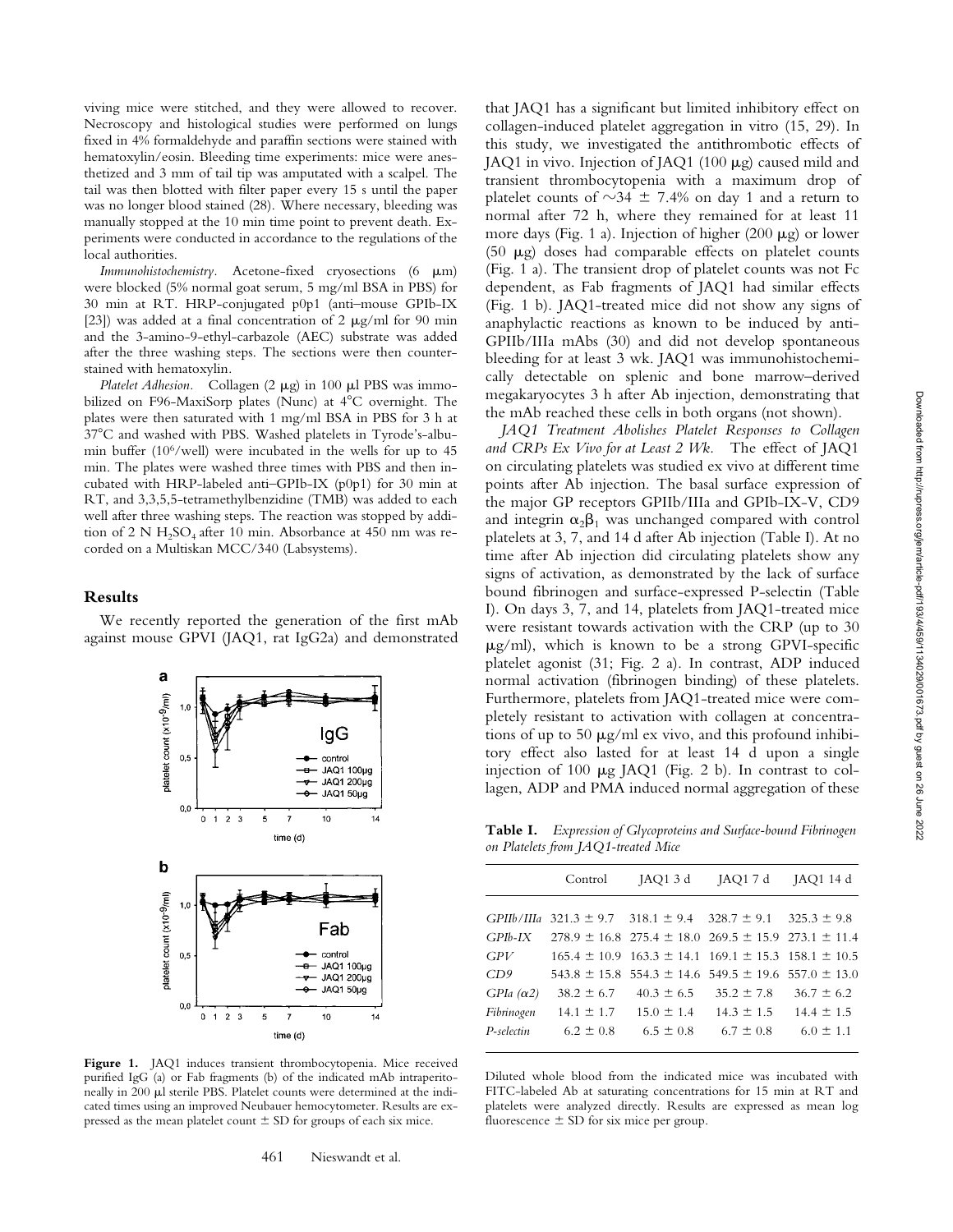viving mice were stitched, and they were allowed to recover. Necroscopy and histological studies were performed on lungs fixed in 4% formaldehyde and paraffin sections were stained with hematoxylin/eosin. Bleeding time experiments: mice were anesthetized and 3 mm of tail tip was amputated with a scalpel. The tail was then blotted with filter paper every 15 s until the paper was no longer blood stained (28). Where necessary, bleeding was manually stopped at the 10 min time point to prevent death. Experiments were conducted in accordance to the regulations of the local authorities.

*Immunohistochemistry.* Acetone-fixed cryosections (6 μm) were blocked (5% normal goat serum, 5 mg/ml BSA in PBS) for 30 min at RT. HRP-conjugated p0p1 (anti–mouse GPIb-IX [23]) was added at a final concentration of 2 μg/ml for 90 min and the 3-amino-9-ethyl-carbazole (AEC) substrate was added after the three washing steps. The sections were then counterstained with hematoxylin.

*Platelet Adhesion.* Collagen (2 μg) in 100 μl PBS was immobilized on F96-MaxiSorp plates (Nunc) at 4°C overnight. The plates were then saturated with 1 mg/ml BSA in PBS for 3 h at 37°C and washed with PBS. Washed platelets in Tyrode's-albumin buffer ($10^6$/well) were incubated in the wells for up to 45 min. The plates were washed three times with PBS and then incubated with HRP-labeled anti–GPIb-IX (p0p1) for 30 min at RT, and 3,3,5,5-tetramethylbenzidine (TMB) was added to each well after three washing steps. The reaction was stopped by addition of 2 N $H_2SO_4$ after 10 min. Absorbance at 450 nm was recorded on a Multiskan MCC/340 (Labsystems).

## Results

We recently reported the generation of the first mAb against mouse GPVI (JAQ1, rat IgG2a) and demonstrated that JAQ1 has a significant but limited inhibitory effect on collagen-induced platelet aggregation in vitro (15, 29). In this study, we investigated the antithrombotic effects of JAQ1 in vivo. Injection of JAQ1 (100 μg) caused mild and transient thrombocytopenia with a maximum drop of platelet counts of ∼34 ± 7.4% on day 1 and a return to normal after 72 h, where they remained for at least 11 more days (Fig. 1 a). Injection of higher (200 μg) or lower (50 μg) doses had comparable effects on platelet counts (Fig. 1 a). The transient drop of platelet counts was not Fc dependent, as Fab fragments of JAQ1 had similar effects (Fig. 1 b). JAQ1-treated mice did not show any signs of anaphylactic reactions as known to be induced by anti-GPIIb/IIIa mAbs (30) and did not develop spontaneous bleeding for at least 3 wk. JAQ1 was immunohistochemically detectable on splenic and bone marrow–derived megakaryocytes 3 h after Ab injection, demonstrating that the mAb reached these cells in both organs (not shown).

**Figure 1.** JAQ1 induces transient thrombocytopenia. Mice received purified IgG (a) or Fab fragments (b) of the indicated mAb intraperitoneally in 200 μl sterile PBS. Platelet counts were determined at the indicated times using an improved Neubauer hemocytometer. Results are expressed as the mean platelet count ± SD for groups of each six mice.

*JAQ1 Treatment Abolishes Platelet Responses to Collagen and CRPs Ex Vivo for at Least 2 Wk.* The effect of JAQ1 on circulating platelets was studied ex vivo at different time points after Ab injection. The basal surface expression of the major GP receptors GPIIb/IIIa and GPIb-IX-V, CD9 and integrin $\alpha_2\beta_1$ was unchanged compared with control platelets at 3, 7, and 14 d after Ab injection (Table I). At no time after Ab injection did circulating platelets show any signs of activation, as demonstrated by the lack of surface bound fibrinogen and surface-expressed P-selectin (Table I). On days 3, 7, and 14, platelets from JAQ1-treated mice were resistant towards activation with the CRP (up to 30 μg/ml), which is known to be a strong GPVI-specific platelet agonist (31; Fig. 2 a). In contrast, ADP induced normal activation (fibrinogen binding) of these platelets. Furthermore, platelets from JAQ1-treated mice were completely resistant to activation with collagen at concentrations of up to 50 μg/ml ex vivo, and this profound inhibitory effect also lasted for at least 14 d upon a single injection of 100 μg JAQ1 (Fig. 2 b). In contrast to collagen, ADP and PMA induced normal aggregation of these

**Table I.** *Expression of Glycoproteins and Surface-bound Fibrinogen on Platelets from JAQ1-treated Mice*

| | Control | JAQ1 3 d | JAQ1 7 d | JAQ1 14 d |
|---|---|---|---|---|
| *GPIIb/IIIa* | 321.3 ± 9.7 | 318.1 ± 9.4 | 328.7 ± 9.1 | 325.3 ± 9.8 |
| *GPIb-IX* | 278.9 ± 16.8 | 275.4 ± 18.0 | 269.5 ± 15.9 | 273.1 ± 11.4 |
| *GPV* | 165.4 ± 10.9 | 163.3 ± 14.1 | 169.1 ± 15.3 | 158.1 ± 10.5 |
| *CD9* | 543.8 ± 15.8 | 554.3 ± 14.6 | 549.5 ± 19.6 | 557.0 ± 13.0 |
| *GPIa (α2)* | 38.2 ± 6.7 | 40.3 ± 6.5 | 35.2 ± 7.8 | 36.7 ± 6.2 |
| *Fibrinogen* | 14.1 ± 1.7 | 15.0 ± 1.4 | 14.3 ± 1.5 | 14.4 ± 1.5 |
| *P-selectin* | 6.2 ± 0.8 | 6.5 ± 0.8 | 6.7 ± 0.8 | 6.0 ± 1.1 |

Diluted whole blood from the indicated mice was incubated with FITC-labeled Ab at saturating concentrations for 15 min at RT and platelets were analyzed directly. Results are expressed as mean log fluorescence ± SD for six mice per group.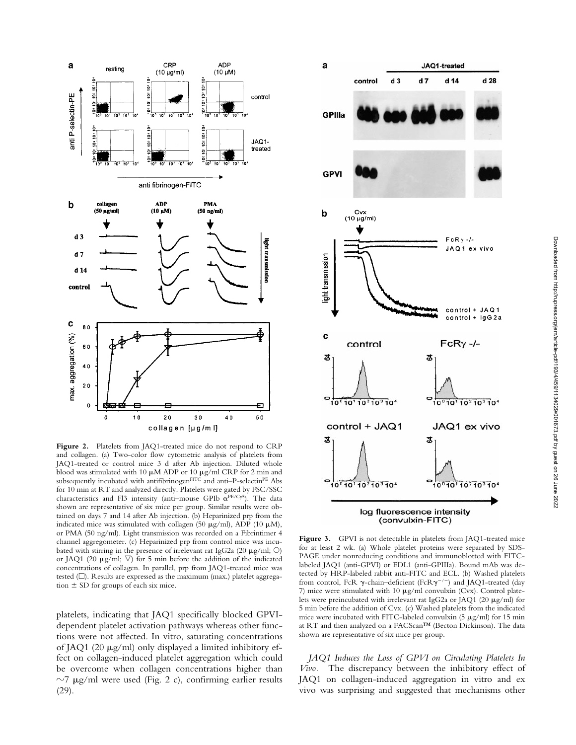**Figure 2.** Platelets from JAQ1-treated mice do not respond to CRP and collagen. (a) Two-color flow cytometric analysis of platelets from JAQ1-treated or control mice 3 d after Ab injection. Diluted whole blood was stimulated with 10 μM ADP or 10 μg/ml CRP for 2 min and subsequently incubated with antifibrinogen[FITC] and anti–P-selectin[PE] Abs for 10 min at RT and analyzed directly. Platelets were gated by FSC/SSC characteristics and Fl3 intensity (anti–mouse GPIb $\alpha^{PE/Cy5}$). The data shown are representative of six mice per group. Similar results were obtained on days 7 and 14 after Ab injection. (b) Heparinized prp from the indicated mice was stimulated with collagen (50 μg/ml), ADP (10 μM), or PMA (50 ng/ml). Light transmission was recorded on a Fibrintimer 4 channel aggregometer. (c) Heparinized prp from control mice was incubated with stirring in the presence of irrelevant rat IgG2a (20 μg/ml; ○) or JAQ1 (20 μg/ml; ▽) for 5 min before the addition of the indicated concentrations of collagen. In parallel, prp from JAQ1-treated mice was tested (□). Results are expressed as the maximum (max.) platelet aggregation ± SD for groups of each six mice.

platelets, indicating that JAQ1 specifically blocked GPVI-dependent platelet activation pathways whereas other functions were not affected. In vitro, saturating concentrations of JAQ1 (20 μg/ml) only displayed a limited inhibitory effect on collagen-induced platelet aggregation which could be overcome when collagen concentrations higher than ~7 μg/ml were used (Fig. 2 c), confirming earlier results (29).

**Figure 3.** GPVI is not detectable in platelets from JAQ1-treated mice for at least 2 wk. (a) Whole platelet proteins were separated by SDS-PAGE under nonreducing conditions and immunoblotted with FITC-labeled JAQ1 (anti-GPVI) or EDL1 (anti-GPIIIa). Bound mAb was detected by HRP-labeled rabbit anti-FITC and ECL. (b) Washed platelets from control, FcR γ-chain–deficient ($FcR\gamma^{-/-}$) and JAQ1-treated (day 7) mice were stimulated with 10 μg/ml convulxin (Cvx). Control platelets were preincubated with irrelevant rat IgG2a or JAQ1 (20 μg/ml) for 5 min before the addition of Cvx. (c) Washed platelets from the indicated mice were incubated with FITC-labeled convulxin (5 μg/ml) for 15 min at RT and then analyzed on a FACScan™ (Becton Dickinson). The data shown are representative of six mice per group.

*JAQ1 Induces the Loss of GPVI on Circulating Platelets In Vivo.* The discrepancy between the inhibitory effect of JAQ1 on collagen-induced aggregation in vitro and ex vivo was surprising and suggested that mechanisms other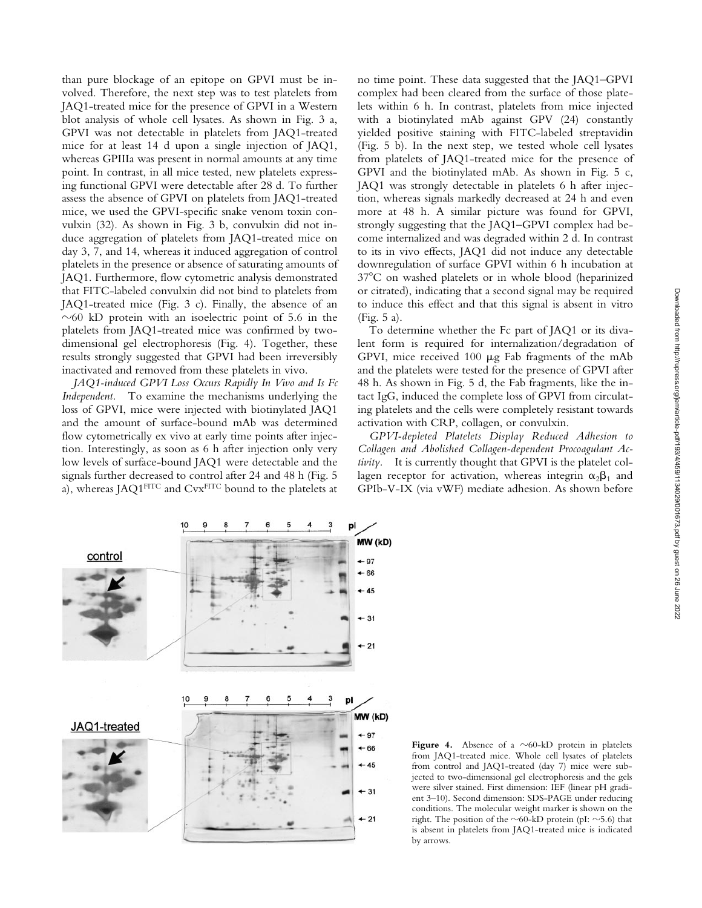than pure blockage of an epitope on GPVI must be involved. Therefore, the next step was to test platelets from JAQ1-treated mice for the presence of GPVI in a Western blot analysis of whole cell lysates. As shown in Fig. 3 a, GPVI was not detectable in platelets from JAQ1-treated mice for at least 14 d upon a single injection of JAQ1, whereas GPIIIa was present in normal amounts at any time point. In contrast, in all mice tested, new platelets expressing functional GPVI were detectable after 28 d. To further assess the absence of GPVI on platelets from JAQ1-treated mice, we used the GPVI-specific snake venom toxin convulxin (32). As shown in Fig. 3 b, convulxin did not induce aggregation of platelets from JAQ1-treated mice on day 3, 7, and 14, whereas it induced aggregation of control platelets in the presence or absence of saturating amounts of JAQ1. Furthermore, flow cytometric analysis demonstrated that FITC-labeled convulxin did not bind to platelets from JAQ1-treated mice (Fig. 3 c). Finally, the absence of an ~60 kD protein with an isoelectric point of 5.6 in the platelets from JAQ1-treated mice was confirmed by two-dimensional gel electrophoresis (Fig. 4). Together, these results strongly suggested that GPVI had been irreversibly inactivated and removed from these platelets in vivo.

*JAQ1-induced GPVI Loss Occurs Rapidly In Vivo and Is Fc Independent.* To examine the mechanisms underlying the loss of GPVI, mice were injected with biotinylated JAQ1 and the amount of surface-bound mAb was determined flow cytometrically ex vivo at early time points after injection. Interestingly, as soon as 6 h after injection only very low levels of surface-bound JAQ1 were detectable and the signals further decreased to control after 24 and 48 h (Fig. 5 a), whereas JAQ1$^{FITC}$ and Cvx$^{FITC}$ bound to the platelets at no time point. These data suggested that the JAQ1–GPVI complex had been cleared from the surface of those platelets within 6 h. In contrast, platelets from mice injected with a biotinylated mAb against GPV (24) constantly yielded positive staining with FITC-labeled streptavidin (Fig. 5 b). In the next step, we tested whole cell lysates from platelets of JAQ1-treated mice for the presence of GPVI and the biotinylated mAb. As shown in Fig. 5 c, JAQ1 was strongly detectable in platelets 6 h after injection, whereas signals markedly decreased at 24 h and even more at 48 h. A similar picture was found for GPVI, strongly suggesting that the JAQ1–GPVI complex had become internalized and was degraded within 2 d. In contrast to its in vivo effects, JAQ1 did not induce any detectable downregulation of surface GPVI within 6 h incubation at 37°C on washed platelets or in whole blood (heparinized or citrated), indicating that a second signal may be required to induce this effect and that this signal is absent in vitro (Fig. 5 a).

To determine whether the Fc part of JAQ1 or its divalent form is required for internalization/degradation of GPVI, mice received 100 μg Fab fragments of the mAb and the platelets were tested for the presence of GPVI after 48 h. As shown in Fig. 5 d, the Fab fragments, like the intact IgG, induced the complete loss of GPVI from circulating platelets and the cells were completely resistant towards activation with CRP, collagen, or convulxin.

*GPVI-depleted Platelets Display Reduced Adhesion to Collagen and Abolished Collagen-dependent Procoagulant Activity.* It is currently thought that GPVI is the platelet collagen receptor for activation, whereas integrin $\alpha_2\beta_1$ and GPIb-V-IX (via vWF) mediate adhesion. As shown before

**Figure 4.** Absence of a ~60-kD protein in platelets from JAQ1-treated mice. Whole cell lysates of platelets from control and JAQ1-treated (day 7) mice were subjected to two-dimensional gel electrophoresis and the gels were silver stained. First dimension: IEF (linear pH gradient 3–10). Second dimension: SDS-PAGE under reducing conditions. The molecular weight marker is shown on the right. The position of the ~60-kD protein (pI: ~5.6) that is absent in platelets from JAQ1-treated mice is indicated by arrows.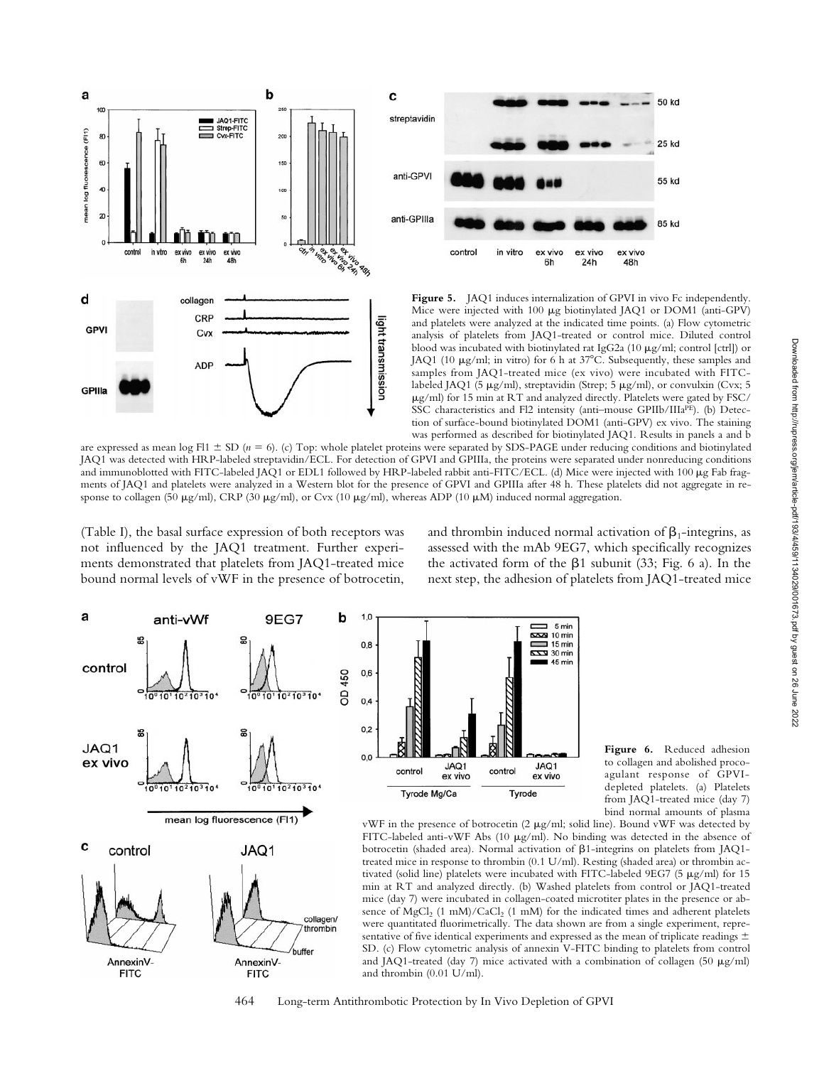**Figure 5.** JAQ1 induces internalization of GPVI in vivo Fc independently. Mice were injected with 100 μg biotinylated JAQ1 or DOM1 (anti-GPV) and platelets were analyzed at the indicated time points. (a) Flow cytometric analysis of platelets from JAQ1-treated or control mice. Diluted control blood was incubated with biotinylated rat IgG2a (10 μg/ml; control [ctrl]) or JAQ1 (10 μg/ml; in vitro) for 6 h at 37°C. Subsequently, these samples and samples from JAQ1-treated mice (ex vivo) were incubated with FITC-labeled JAQ1 (5 μg/ml), streptavidin (Strep; 5 μg/ml), or convulxin (Cvx; 5 μg/ml) for 15 min at RT and analyzed directly. Platelets were gated by FSC/SSC characteristics and Fl2 intensity (anti–mouse GPIIb/IIIa[PE]). (b) Detection of surface-bound biotinylated DOM1 (anti-GPV) ex vivo. The staining was performed as described for biotinylated JAQ1. Results in panels a and b are expressed as mean log Fl1 ± SD ($n$ = 6). (c) Top: whole platelet proteins were separated by SDS-PAGE under reducing conditions and biotinylated JAQ1 was detected with HRP-labeled streptavidin/ECL. For detection of GPVI and GPIIIa, the proteins were separated under nonreducing conditions and immunoblotted with FITC-labeled JAQ1 or EDL1 followed by HRP-labeled rabbit anti-FITC/ECL. (d) Mice were injected with 100 μg Fab fragments of JAQ1 and platelets were analyzed in a Western blot for the presence of GPVI and GPIIIa after 48 h. These platelets did not aggregate in response to collagen (50 μg/ml), CRP (30 μg/ml), or Cvx (10 μg/ml), whereas ADP (10 μM) induced normal aggregation.

(Table I), the basal surface expression of both receptors was not influenced by the JAQ1 treatment. Further experiments demonstrated that platelets from JAQ1-treated mice bound normal levels of vWF in the presence of botrocetin, and thrombin induced normal activation of $\beta_1$-integrins, as assessed with the mAb 9EG7, which specifically recognizes the activated form of the β1 subunit (33; Fig. 6 a). In the next step, the adhesion of platelets from JAQ1-treated mice

**Figure 6.** Reduced adhesion to collagen and abolished procoagulant response of GPVI-depleted platelets. (a) Platelets from JAQ1-treated mice (day 7) bind normal amounts of plasma vWF in the presence of botrocetin (2 μg/ml; solid line). Bound vWF was detected by FITC-labeled anti-vWF Abs (10 μg/ml). No binding was detected in the absence of botrocetin (shaded area). Normal activation of β1-integrins on platelets from JAQ1-treated mice in response to thrombin (0.1 U/ml). Resting (shaded area) or thrombin activated (solid line) platelets were incubated with FITC-labeled 9EG7 (5 μg/ml) for 15 min at RT and analyzed directly. (b) Washed platelets from control or JAQ1-treated mice (day 7) were incubated in collagen-coated microtiter plates in the presence or absence of $MgCl_2$ (1 mM)/$CaCl_2$ (1 mM) for the indicated times and adherent platelets were quantitated fluorimetrically. The data shown are from a single experiment, representative of five identical experiments and expressed as the mean of triplicate readings ± SD. (c) Flow cytometric analysis of annexin V-FITC binding to platelets from control and JAQ1-treated (day 7) mice activated with a combination of collagen (50 μg/ml) and thrombin (0.01 U/ml).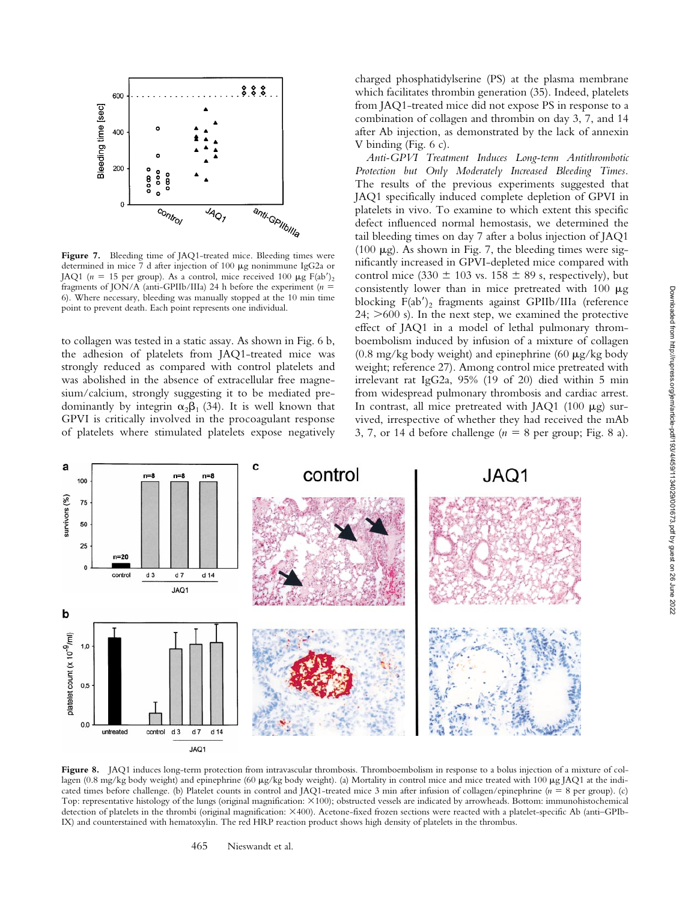Figure 7. Bleeding time of JAQ1-treated mice. Bleeding times were determined in mice 7 d after injection of 100 μg nonimmune IgG2a or JAQ1 ($n$ = 15 per group). As a control, mice received 100 μg F(ab′)$_2$ fragments of JON/A (anti-GPIIb/IIIa) 24 h before the experiment ($n$ = 6). Where necessary, bleeding was manually stopped at the 10 min time point to prevent death. Each point represents one individual.

to collagen was tested in a static assay. As shown in Fig. 6 b, the adhesion of platelets from JAQ1-treated mice was strongly reduced as compared with control platelets and was abolished in the absence of extracellular free magnesium/calcium, strongly suggesting it to be mediated predominantly by integrin $\alpha_2\beta_1$ (34). It is well known that GPVI is critically involved in the procoagulant response of platelets where stimulated platelets expose negatively charged phosphatidylserine (PS) at the plasma membrane which facilitates thrombin generation (35). Indeed, platelets from JAQ1-treated mice did not expose PS in response to a combination of collagen and thrombin on day 3, 7, and 14 after Ab injection, as demonstrated by the lack of annexin V binding (Fig. 6 c).

*Anti-GPVI Treatment Induces Long-term Antithrombotic Protection but Only Moderately Increased Bleeding Times.* The results of the previous experiments suggested that JAQ1 specifically induced complete depletion of GPVI in platelets in vivo. To examine to which extent this specific defect influenced normal hemostasis, we determined the tail bleeding times on day 7 after a bolus injection of JAQ1 (100 μg). As shown in Fig. 7, the bleeding times were significantly increased in GPVI-depleted mice compared with control mice (330 ± 103 vs. 158 ± 89 s, respectively), but consistently lower than in mice pretreated with 100 μg blocking F(ab′)$_2$ fragments against GPIIb/IIIa (reference 24; >600 s). In the next step, we examined the protective effect of JAQ1 in a model of lethal pulmonary thromboembolism induced by infusion of a mixture of collagen (0.8 mg/kg body weight) and epinephrine (60 μg/kg body weight; reference 27). Among control mice pretreated with irrelevant rat IgG2a, 95% (19 of 20) died within 5 min from widespread pulmonary thrombosis and cardiac arrest. In contrast, all mice pretreated with JAQ1 (100 μg) survived, irrespective of whether they had received the mAb 3, 7, or 14 d before challenge ($n$ = 8 per group; Fig. 8 a).

Figure 8. JAQ1 induces long-term protection from intravascular thrombosis. Thromboembolism in response to a bolus injection of a mixture of collagen (0.8 mg/kg body weight) and epinephrine (60 μg/kg body weight). (a) Mortality in control mice and mice treated with 100 μg JAQ1 at the indicated times before challenge. (b) Platelet counts in control and JAQ1-treated mice 3 min after infusion of collagen/epinephrine ($n$ = 8 per group). (c) Top: representative histology of the lungs (original magnification: ×100); obstructed vessels are indicated by arrowheads. Bottom: immunohistochemical detection of platelets in the thrombi (original magnification: ×400). Acetone-fixed frozen sections were reacted with a platelet-specific Ab (anti–GPIb-IX) and counterstained with hematoxylin. The red HRP reaction product shows high density of platelets in the thrombus.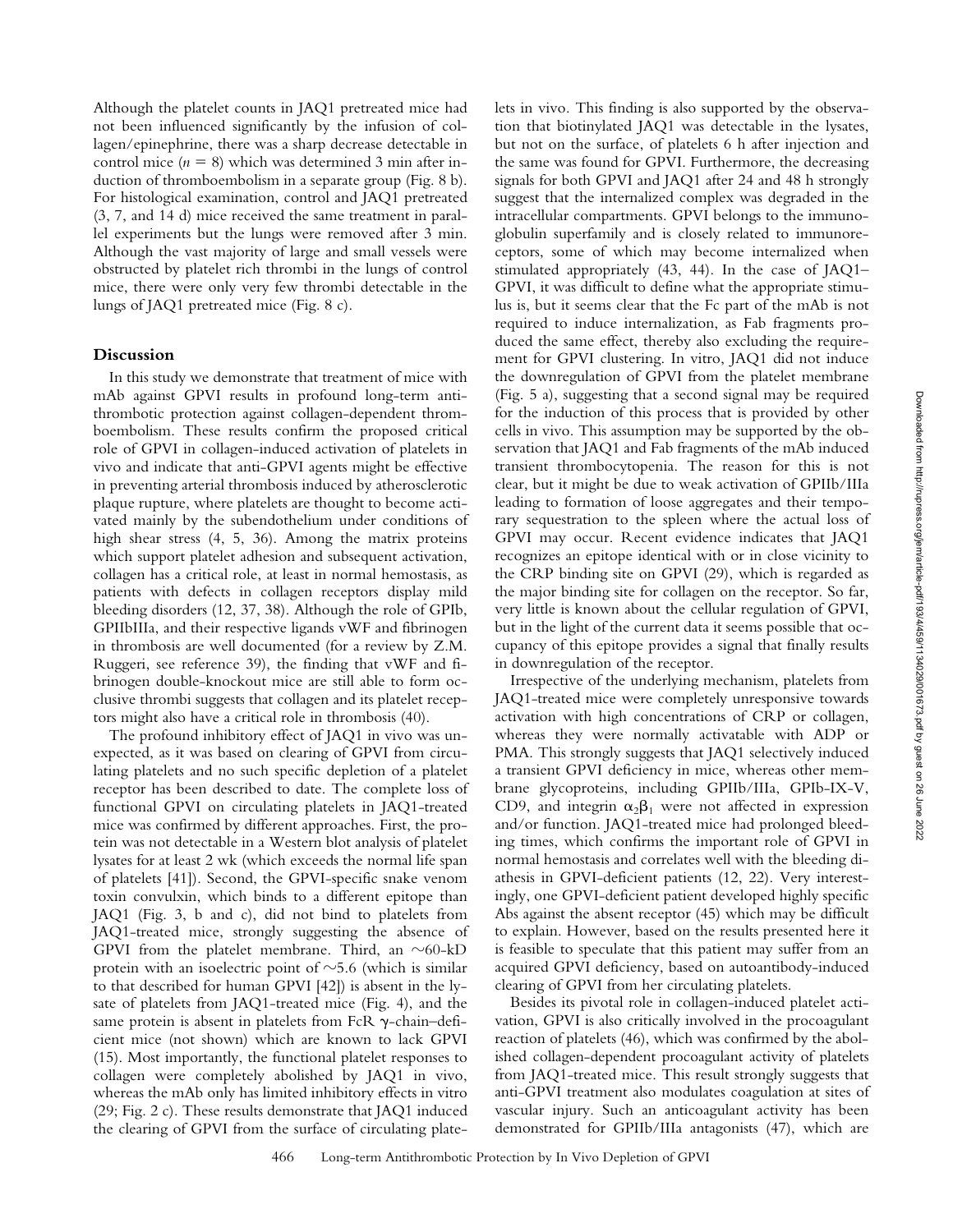Although the platelet counts in JAQ1 pretreated mice had not been influenced significantly by the infusion of collagen/epinephrine, there was a sharp decrease detectable in control mice ($n = 8$) which was determined 3 min after induction of thromboembolism in a separate group (Fig. 8 b). For histological examination, control and JAQ1 pretreated (3, 7, and 14 d) mice received the same treatment in parallel experiments but the lungs were removed after 3 min. Although the vast majority of large and small vessels were obstructed by platelet rich thrombi in the lungs of control mice, there were only very few thrombi detectable in the lungs of JAQ1 pretreated mice (Fig. 8 c).

## Discussion

In this study we demonstrate that treatment of mice with mAb against GPVI results in profound long-term antithrombotic protection against collagen-dependent thromboembolism. These results confirm the proposed critical role of GPVI in collagen-induced activation of platelets in vivo and indicate that anti-GPVI agents might be effective in preventing arterial thrombosis induced by atherosclerotic plaque rupture, where platelets are thought to become activated mainly by the subendothelium under conditions of high shear stress (4, 5, 36). Among the matrix proteins which support platelet adhesion and subsequent activation, collagen has a critical role, at least in normal hemostasis, as patients with defects in collagen receptors display mild bleeding disorders (12, 37, 38). Although the role of GPIb, GPIIbIIIa, and their respective ligands vWF and fibrinogen in thrombosis are well documented (for a review by Z.M. Ruggeri, see reference 39), the finding that vWF and fibrinogen double-knockout mice are still able to form occlusive thrombi suggests that collagen and its platelet receptors might also have a critical role in thrombosis (40).

The profound inhibitory effect of JAQ1 in vivo was unexpected, as it was based on clearing of GPVI from circulating platelets and no such specific depletion of a platelet receptor has been described to date. The complete loss of functional GPVI on circulating platelets in JAQ1-treated mice was confirmed by different approaches. First, the protein was not detectable in a Western blot analysis of platelet lysates for at least 2 wk (which exceeds the normal life span of platelets [41]). Second, the GPVI-specific snake venom toxin convulxin, which binds to a different epitope than JAQ1 (Fig. 3, b and c), did not bind to platelets from JAQ1-treated mice, strongly suggesting the absence of GPVI from the platelet membrane. Third, an ~60-kD protein with an isoelectric point of ~5.6 (which is similar to that described for human GPVI [42]) is absent in the lysate of platelets from JAQ1-treated mice (Fig. 4), and the same protein is absent in platelets from FcR γ-chain–deficient mice (not shown) which are known to lack GPVI (15). Most importantly, the functional platelet responses to collagen were completely abolished by JAQ1 in vivo, whereas the mAb only has limited inhibitory effects in vitro (29; Fig. 2 c). These results demonstrate that JAQ1 induced the clearing of GPVI from the surface of circulating platelets in vivo. This finding is also supported by the observation that biotinylated JAQ1 was detectable in the lysates, but not on the surface, of platelets 6 h after injection and the same was found for GPVI. Furthermore, the decreasing signals for both GPVI and JAQ1 after 24 and 48 h strongly suggest that the internalized complex was degraded in the intracellular compartments. GPVI belongs to the immunoglobulin superfamily and is closely related to immunoreceptors, some of which may become internalized when stimulated appropriately (43, 44). In the case of JAQ1–GPVI, it was difficult to define what the appropriate stimulus is, but it seems clear that the Fc part of the mAb is not required to induce internalization, as Fab fragments produced the same effect, thereby also excluding the requirement for GPVI clustering. In vitro, JAQ1 did not induce the downregulation of GPVI from the platelet membrane (Fig. 5 a), suggesting that a second signal may be required for the induction of this process that is provided by other cells in vivo. This assumption may be supported by the observation that JAQ1 and Fab fragments of the mAb induced transient thrombocytopenia. The reason for this is not clear, but it might be due to weak activation of GPIIb/IIIa leading to formation of loose aggregates and their temporary sequestration to the spleen where the actual loss of GPVI may occur. Recent evidence indicates that JAQ1 recognizes an epitope identical with or in close vicinity to the CRP binding site on GPVI (29), which is regarded as the major binding site for collagen on the receptor. So far, very little is known about the cellular regulation of GPVI, but in the light of the current data it seems possible that occupancy of this epitope provides a signal that finally results in downregulation of the receptor.

Irrespective of the underlying mechanism, platelets from JAQ1-treated mice were completely unresponsive towards activation with high concentrations of CRP or collagen, whereas they were normally activatable with ADP or PMA. This strongly suggests that JAQ1 selectively induced a transient GPVI deficiency in mice, whereas other membrane glycoproteins, including GPIIb/IIIa, GPIb-IX-V, CD9, and integrin $\alpha_2\beta_1$ were not affected in expression and/or function. JAQ1-treated mice had prolonged bleeding times, which confirms the important role of GPVI in normal hemostasis and correlates well with the bleeding diathesis in GPVI-deficient patients (12, 22). Very interestingly, one GPVI-deficient patient developed highly specific Abs against the absent receptor (45) which may be difficult to explain. However, based on the results presented here it is feasible to speculate that this patient may suffer from an acquired GPVI deficiency, based on autoantibody-induced clearing of GPVI from her circulating platelets.

Besides its pivotal role in collagen-induced platelet activation, GPVI is also critically involved in the procoagulant reaction of platelets (46), which was confirmed by the abolished collagen-dependent procoagulant activity of platelets from JAQ1-treated mice. This result strongly suggests that anti-GPVI treatment also modulates coagulation at sites of vascular injury. Such an anticoagulant activity has been demonstrated for GPIIb/IIIa antagonists (47), which are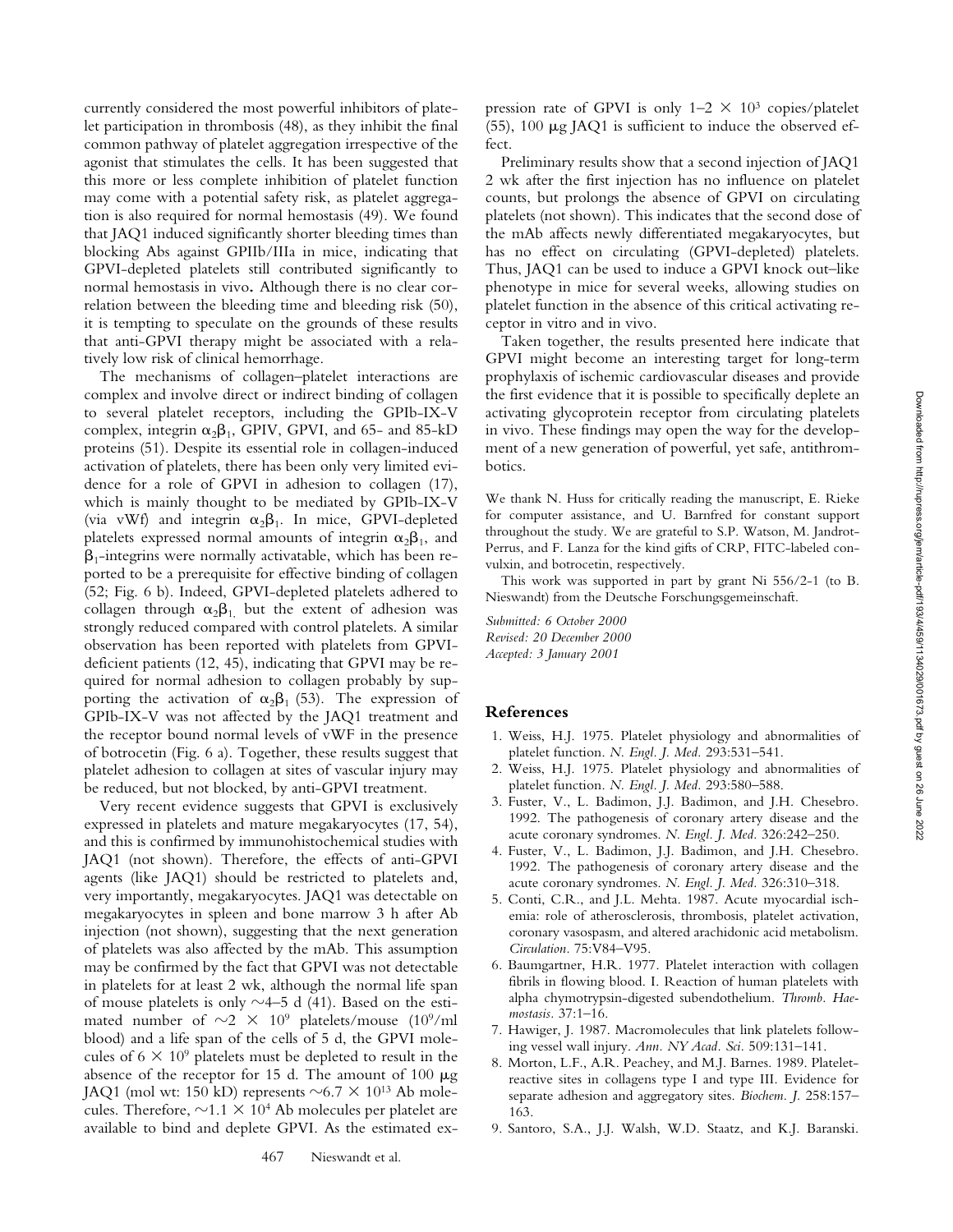currently considered the most powerful inhibitors of platelet participation in thrombosis (48), as they inhibit the final common pathway of platelet aggregation irrespective of the agonist that stimulates the cells. It has been suggested that this more or less complete inhibition of platelet function may come with a potential safety risk, as platelet aggregation is also required for normal hemostasis (49). We found that JAQ1 induced significantly shorter bleeding times than blocking Abs against GPIIb/IIIa in mice, indicating that GPVI-depleted platelets still contributed significantly to normal hemostasis in vivo**.** Although there is no clear correlation between the bleeding time and bleeding risk (50), it is tempting to speculate on the grounds of these results that anti-GPVI therapy might be associated with a relatively low risk of clinical hemorrhage.

The mechanisms of collagen–platelet interactions are complex and involve direct or indirect binding of collagen to several platelet receptors, including the GPIb-IX-V complex, integrin $\alpha_2\beta_1$, GPIV, GPVI, and 65- and 85-kD proteins (51). Despite its essential role in collagen-induced activation of platelets, there has been only very limited evidence for a role of GPVI in adhesion to collagen (17), which is mainly thought to be mediated by GPIb-IX-V (via vWf) and integrin $\alpha_2\beta_1$. In mice, GPVI-depleted platelets expressed normal amounts of integrin $\alpha_2\beta_1$, and $\beta_1$-integrins were normally activatable, which has been reported to be a prerequisite for effective binding of collagen (52; Fig. 6 b). Indeed, GPVI-depleted platelets adhered to collagen through $\alpha_2\beta_1$, but the extent of adhesion was strongly reduced compared with control platelets. A similar observation has been reported with platelets from GPVI-deficient patients (12, 45), indicating that GPVI may be required for normal adhesion to collagen probably by supporting the activation of $\alpha_2\beta_1$ (53). The expression of GPIb-IX-V was not affected by the JAQ1 treatment and the receptor bound normal levels of vWF in the presence of botrocetin (Fig. 6 a). Together, these results suggest that platelet adhesion to collagen at sites of vascular injury may be reduced, but not blocked, by anti-GPVI treatment.

Very recent evidence suggests that GPVI is exclusively expressed in platelets and mature megakaryocytes (17, 54), and this is confirmed by immunohistochemical studies with JAQ1 (not shown). Therefore, the effects of anti-GPVI agents (like JAQ1) should be restricted to platelets and, very importantly, megakaryocytes. JAQ1 was detectable on megakaryocytes in spleen and bone marrow 3 h after Ab injection (not shown), suggesting that the next generation of platelets was also affected by the mAb. This assumption may be confirmed by the fact that GPVI was not detectable in platelets for at least 2 wk, although the normal life span of mouse platelets is only ~4–5 d (41). Based on the estimated number of $\sim 2 \times 10^9$ platelets/mouse ($10^9$/ml blood) and a life span of the cells of 5 d, the GPVI molecules of $6 \times 10^9$ platelets must be depleted to result in the absence of the receptor for 15 d. The amount of 100 μg JAQ1 (mol wt: 150 kD) represents $\sim 6.7 \times 10^{13}$ Ab molecules. Therefore, $\sim 1.1 \times 10^4$ Ab molecules per platelet are available to bind and deplete GPVI. As the estimated expression rate of GPVI is only $1–2 \times 10^3$ copies/platelet (55), 100 μg JAQ1 is sufficient to induce the observed effect.

Preliminary results show that a second injection of JAQ1 2 wk after the first injection has no influence on platelet counts, but prolongs the absence of GPVI on circulating platelets (not shown). This indicates that the second dose of the mAb affects newly differentiated megakaryocytes, but has no effect on circulating (GPVI-depleted) platelets. Thus, JAQ1 can be used to induce a GPVI knock out–like phenotype in mice for several weeks, allowing studies on platelet function in the absence of this critical activating receptor in vitro and in vivo.

Taken together, the results presented here indicate that GPVI might become an interesting target for long-term prophylaxis of ischemic cardiovascular diseases and provide the first evidence that it is possible to specifically deplete an activating glycoprotein receptor from circulating platelets in vivo. These findings may open the way for the development of a new generation of powerful, yet safe, antithrombotics.

We thank N. Huss for critically reading the manuscript, E. Rieke for computer assistance, and U. Barnfred for constant support throughout the study. We are grateful to S.P. Watson, M. Jandrot-Perrus, and F. Lanza for the kind gifts of CRP, FITC-labeled convulxin, and botrocetin, respectively.

This work was supported in part by grant Ni 556/2-1 (to B. Nieswandt) from the Deutsche Forschungsgemeinschaft.

*Submitted: 6 October 2000*
*Revised: 20 December 2000*
*Accepted: 3 January 2001*

## References

1. Weiss, H.J. 1975. Platelet physiology and abnormalities of platelet function. *N. Engl. J. Med.* 293:531–541.
2. Weiss, H.J. 1975. Platelet physiology and abnormalities of platelet function. *N. Engl. J. Med.* 293:580–588.
3. Fuster, V., L. Badimon, J.J. Badimon, and J.H. Chesebro. 1992. The pathogenesis of coronary artery disease and the acute coronary syndromes. *N. Engl. J. Med.* 326:242–250.
4. Fuster, V., L. Badimon, J.J. Badimon, and J.H. Chesebro. 1992. The pathogenesis of coronary artery disease and the acute coronary syndromes. *N. Engl. J. Med.* 326:310–318.
5. Conti, C.R., and J.L. Mehta. 1987. Acute myocardial ischemia: role of atherosclerosis, thrombosis, platelet activation, coronary vasospasm, and altered arachidonic acid metabolism. *Circulation.* 75:V84–V95.
6. Baumgartner, H.R. 1977. Platelet interaction with collagen fibrils in flowing blood. I. Reaction of human platelets with alpha chymotrypsin-digested subendothelium. *Thromb. Haemostasis.* 37:1–16.
7. Hawiger, J. 1987. Macromolecules that link platelets following vessel wall injury. *Ann. NY Acad. Sci.* 509:131–141.
8. Morton, L.F., A.R. Peachey, and M.J. Barnes. 1989. Platelet-reactive sites in collagens type I and type III. Evidence for separate adhesion and aggregatory sites. *Biochem. J.* 258:157–163.
9. Santoro, S.A., J.J. Walsh, W.D. Staatz, and K.J. Baranski.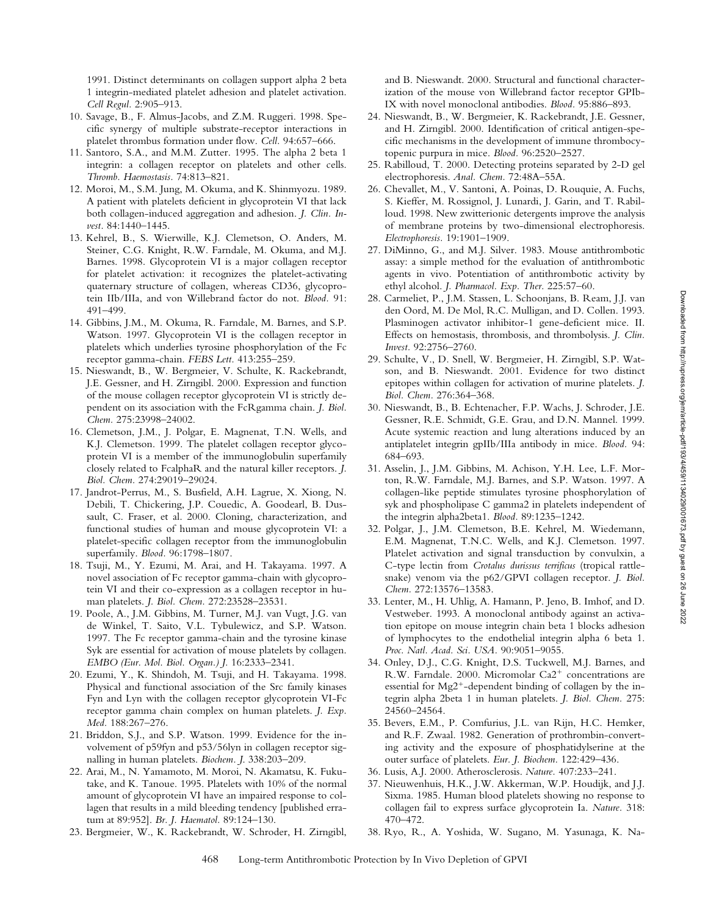1991. Distinct determinants on collagen support alpha 2 beta 1 integrin-mediated platelet adhesion and platelet activation. *Cell Regul.* 2:905–913.

10. Savage, B., F. Almus-Jacobs, and Z.M. Ruggeri. 1998. Specific synergy of multiple substrate-receptor interactions in platelet thrombus formation under flow. *Cell.* 94:657–666.
11. Santoro, S.A., and M.M. Zutter. 1995. The alpha 2 beta 1 integrin: a collagen receptor on platelets and other cells. *Thromb. Haemostasis.* 74:813–821.
12. Moroi, M., S.M. Jung, M. Okuma, and K. Shinmyozu. 1989. A patient with platelets deficient in glycoprotein VI that lack both collagen-induced aggregation and adhesion. *J. Clin. Invest.* 84:1440–1445.
13. Kehrel, B., S. Wierwille, K.J. Clemetson, O. Anders, M. Steiner, C.G. Knight, R.W. Farndale, M. Okuma, and M.J. Barnes. 1998. Glycoprotein VI is a major collagen receptor for platelet activation: it recognizes the platelet-activating quaternary structure of collagen, whereas CD36, glycoprotein IIb/IIIa, and von Willebrand factor do not. *Blood.* 91: 491–499.
14. Gibbins, J.M., M. Okuma, R. Farndale, M. Barnes, and S.P. Watson. 1997. Glycoprotein VI is the collagen receptor in platelets which underlies tyrosine phosphorylation of the Fc receptor gamma-chain. *FEBS Lett.* 413:255–259.
15. Nieswandt, B., W. Bergmeier, V. Schulte, K. Rackebrandt, J.E. Gessner, and H. Zirngibl. 2000. Expression and function of the mouse collagen receptor glycoprotein VI is strictly dependent on its association with the FcRgamma chain. *J. Biol. Chem.* 275:23998–24002.
16. Clemetson, J.M., J. Polgar, E. Magnenat, T.N. Wells, and K.J. Clemetson. 1999. The platelet collagen receptor glycoprotein VI is a member of the immunoglobulin superfamily closely related to FcalphaR and the natural killer receptors. *J. Biol. Chem.* 274:29019–29024.
17. Jandrot-Perrus, M., S. Busfield, A.H. Lagrue, X. Xiong, N. Debili, T. Chickering, J.P. Couedic, A. Goodearl, B. Dussault, C. Fraser, et al. 2000. Cloning, characterization, and functional studies of human and mouse glycoprotein VI: a platelet-specific collagen receptor from the immunoglobulin superfamily. *Blood.* 96:1798–1807.
18. Tsuji, M., Y. Ezumi, M. Arai, and H. Takayama. 1997. A novel association of Fc receptor gamma-chain with glycoprotein VI and their co-expression as a collagen receptor in human platelets. *J. Biol. Chem.* 272:23528–23531.
19. Poole, A., J.M. Gibbins, M. Turner, M.J. van Vugt, J.G. van de Winkel, T. Saito, V.L. Tybulewicz, and S.P. Watson. 1997. The Fc receptor gamma-chain and the tyrosine kinase Syk are essential for activation of mouse platelets by collagen. *EMBO (Eur. Mol. Biol. Organ.) J.* 16:2333–2341.
20. Ezumi, Y., K. Shindoh, M. Tsuji, and H. Takayama. 1998. Physical and functional association of the Src family kinases Fyn and Lyn with the collagen receptor glycoprotein VI-Fc receptor gamma chain complex on human platelets. *J. Exp. Med.* 188:267–276.
21. Briddon, S.J., and S.P. Watson. 1999. Evidence for the involvement of p59fyn and p53/56lyn in collagen receptor signalling in human platelets. *Biochem. J.* 338:203–209.
22. Arai, M., N. Yamamoto, M. Moroi, N. Akamatsu, K. Fukutake, and K. Tanoue. 1995. Platelets with 10% of the normal amount of glycoprotein VI have an impaired response to collagen that results in a mild bleeding tendency [published erratum at 89:952]. *Br. J. Haematol.* 89:124–130.
23. Bergmeier, W., K. Rackebrandt, W. Schroder, H. Zirngibl, and B. Nieswandt. 2000. Structural and functional characterization of the mouse von Willebrand factor receptor GPIb-IX with novel monoclonal antibodies. *Blood.* 95:886–893.
24. Nieswandt, B., W. Bergmeier, K. Rackebrandt, J.E. Gessner, and H. Zirngibl. 2000. Identification of critical antigen-specific mechanisms in the development of immune thrombocytopenic purpura in mice. *Blood.* 96:2520–2527.
25. Rabilloud, T. 2000. Detecting proteins separated by 2-D gel electrophoresis. *Anal. Chem.* 72:48A–55A.
26. Chevallet, M., V. Santoni, A. Poinas, D. Rouquie, A. Fuchs, S. Kieffer, M. Rossignol, J. Lunardi, J. Garin, and T. Rabilloud. 1998. New zwitterionic detergents improve the analysis of membrane proteins by two-dimensional electrophoresis. *Electrophoresis.* 19:1901–1909.
27. DiMinno, G., and M.J. Silver. 1983. Mouse antithrombotic assay: a simple method for the evaluation of antithrombotic agents in vivo. Potentiation of antithrombotic activity by ethyl alcohol. *J. Pharmacol. Exp. Ther.* 225:57–60.
28. Carmeliet, P., J.M. Stassen, L. Schoonjans, B. Ream, J.J. van den Oord, M. De Mol, R.C. Mulligan, and D. Collen. 1993. Plasminogen activator inhibitor-1 gene-deficient mice. II. Effects on hemostasis, thrombosis, and thrombolysis. *J. Clin. Invest.* 92:2756–2760.
29. Schulte, V., D. Snell, W. Bergmeier, H. Zirngibl, S.P. Watson, and B. Nieswandt. 2001. Evidence for two distinct epitopes within collagen for activation of murine platelets. *J. Biol. Chem.* 276:364–368.
30. Nieswandt, B., B. Echtenacher, F.P. Wachs, J. Schroder, J.E. Gessner, R.E. Schmidt, G.E. Grau, and D.N. Mannel. 1999. Acute systemic reaction and lung alterations induced by an antiplatelet integrin gpIIb/IIIa antibody in mice. *Blood.* 94: 684–693.
31. Asselin, J., J.M. Gibbins, M. Achison, Y.H. Lee, L.F. Morton, R.W. Farndale, M.J. Barnes, and S.P. Watson. 1997. A collagen-like peptide stimulates tyrosine phosphorylation of syk and phospholipase C gamma2 in platelets independent of the integrin alpha2beta1. *Blood.* 89:1235–1242.
32. Polgar, J., J.M. Clemetson, B.E. Kehrel, M. Wiedemann, E.M. Magnenat, T.N.C. Wells, and K.J. Clemetson. 1997. Platelet activation and signal transduction by convulxin, a C-type lectin from *Crotalus durissus terrificus* (tropical rattlesnake) venom via the p62/GPVI collagen receptor. *J. Biol. Chem.* 272:13576–13583.
33. Lenter, M., H. Uhlig, A. Hamann, P. Jeno, B. Imhof, and D. Vestweber. 1993. A monoclonal antibody against an activation epitope on mouse integrin chain beta 1 blocks adhesion of lymphocytes to the endothelial integrin alpha 6 beta 1. *Proc. Natl. Acad. Sci. USA.* 90:9051–9055.
34. Onley, D.J., C.G. Knight, D.S. Tuckwell, M.J. Barnes, and R.W. Farndale. 2000. Micromolar $Ca2^+$ concentrations are essential for $Mg2^+$-dependent binding of collagen by the integrin alpha 2beta 1 in human platelets. *J. Biol. Chem.* 275: 24560–24564.
35. Bevers, E.M., P. Comfurius, J.L. van Rijn, H.C. Hemker, and R.F. Zwaal. 1982. Generation of prothrombin-converting activity and the exposure of phosphatidylserine at the outer surface of platelets. *Eur. J. Biochem.* 122:429–436.
36. Lusis, A.J. 2000. Atherosclerosis. *Nature.* 407:233–241.
37. Nieuwenhuis, H.K., J.W. Akkerman, W.P. Houdijk, and J.J. Sixma. 1985. Human blood platelets showing no response to collagen fail to express surface glycoprotein Ia. *Nature.* 318: 470–472.
38. Ryo, R., A. Yoshida, W. Sugano, M. Yasunaga, K. Na-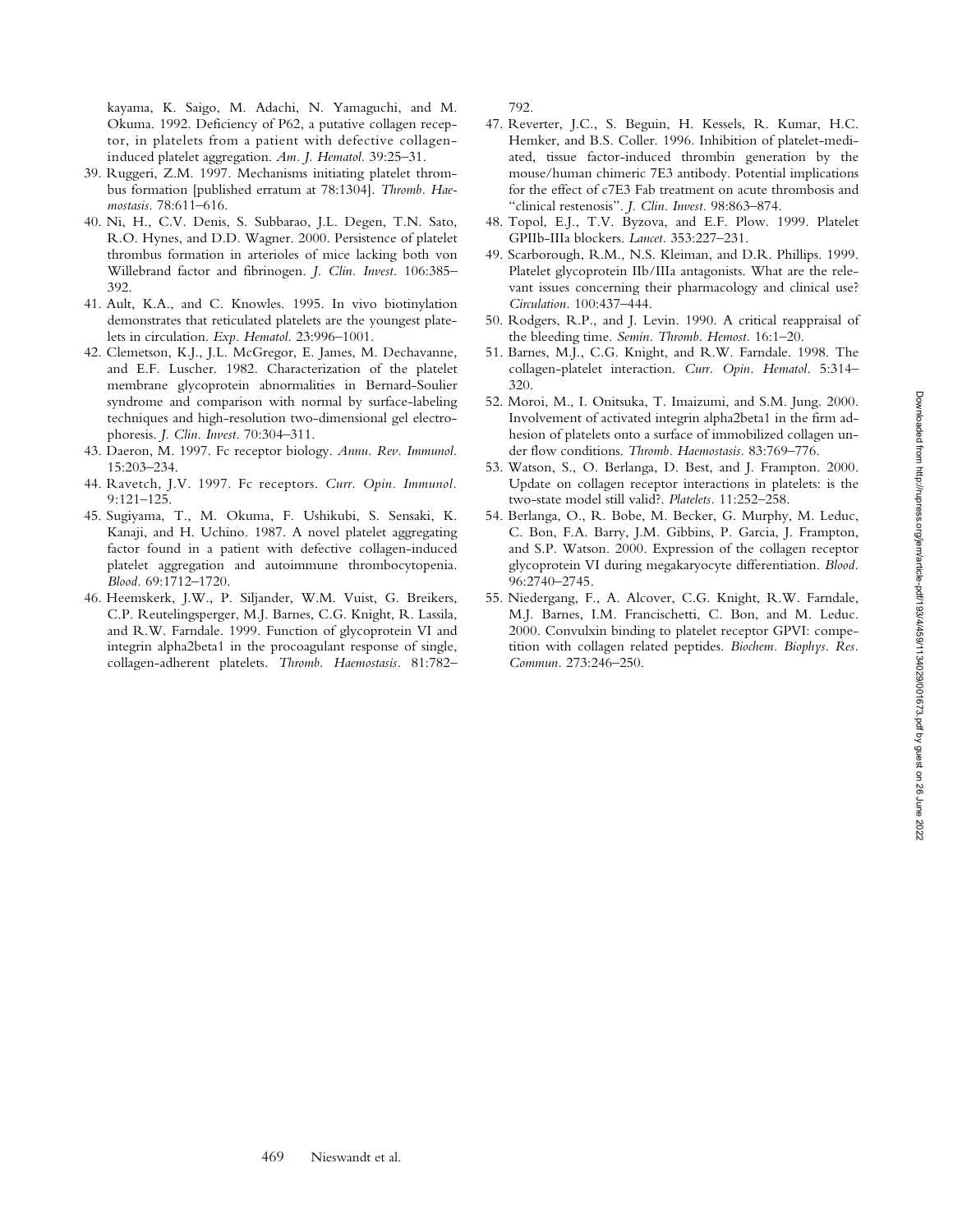kayama, K. Saigo, M. Adachi, N. Yamaguchi, and M. Okuma. 1992. Deficiency of P62, a putative collagen receptor, in platelets from a patient with defective collagen-induced platelet aggregation. *Am. J. Hematol.* 39:25–31.

39. Ruggeri, Z.M. 1997. Mechanisms initiating platelet thrombus formation [published erratum at 78:1304]. *Thromb. Haemostasis.* 78:611–616.
40. Ni, H., C.V. Denis, S. Subbarao, J.L. Degen, T.N. Sato, R.O. Hynes, and D.D. Wagner. 2000. Persistence of platelet thrombus formation in arterioles of mice lacking both von Willebrand factor and fibrinogen. *J. Clin. Invest.* 106:385–392.
41. Ault, K.A., and C. Knowles. 1995. In vivo biotinylation demonstrates that reticulated platelets are the youngest platelets in circulation. *Exp. Hematol.* 23:996–1001.
42. Clemetson, K.J., J.L. McGregor, E. James, M. Dechavanne, and E.F. Luscher. 1982. Characterization of the platelet membrane glycoprotein abnormalities in Bernard-Soulier syndrome and comparison with normal by surface-labeling techniques and high-resolution two-dimensional gel electrophoresis. *J. Clin. Invest.* 70:304–311.
43. Daeron, M. 1997. Fc receptor biology. *Annu. Rev. Immunol.* 15:203–234.
44. Ravetch, J.V. 1997. Fc receptors. *Curr. Opin. Immunol.* 9:121–125.
45. Sugiyama, T., M. Okuma, F. Ushikubi, S. Sensaki, K. Kanaji, and H. Uchino. 1987. A novel platelet aggregating factor found in a patient with defective collagen-induced platelet aggregation and autoimmune thrombocytopenia. *Blood.* 69:1712–1720.
46. Heemskerk, J.W., P. Siljander, W.M. Vuist, G. Breikers, C.P. Reutelingsperger, M.J. Barnes, C.G. Knight, R. Lassila, and R.W. Farndale. 1999. Function of glycoprotein VI and integrin alpha2beta1 in the procoagulant response of single, collagen-adherent platelets. *Thromb. Haemostasis.* 81:782–792.
47. Reverter, J.C., S. Beguin, H. Kessels, R. Kumar, H.C. Hemker, and B.S. Coller. 1996. Inhibition of platelet-mediated, tissue factor-induced thrombin generation by the mouse/human chimeric 7E3 antibody. Potential implications for the effect of c7E3 Fab treatment on acute thrombosis and "clinical restenosis". *J. Clin. Invest.* 98:863–874.
48. Topol, E.J., T.V. Byzova, and E.F. Plow. 1999. Platelet GPIIb-IIIa blockers. *Lancet.* 353:227–231.
49. Scarborough, R.M., N.S. Kleiman, and D.R. Phillips. 1999. Platelet glycoprotein IIb/IIIa antagonists. What are the relevant issues concerning their pharmacology and clinical use? *Circulation.* 100:437–444.
50. Rodgers, R.P., and J. Levin. 1990. A critical reappraisal of the bleeding time. *Semin. Thromb. Hemost.* 16:1–20.
51. Barnes, M.J., C.G. Knight, and R.W. Farndale. 1998. The collagen-platelet interaction. *Curr. Opin. Hematol.* 5:314–320.
52. Moroi, M., I. Onitsuka, T. Imaizumi, and S.M. Jung. 2000. Involvement of activated integrin alpha2beta1 in the firm adhesion of platelets onto a surface of immobilized collagen under flow conditions. *Thromb. Haemostasis.* 83:769–776.
53. Watson, S., O. Berlanga, D. Best, and J. Frampton. 2000. Update on collagen receptor interactions in platelets: is the two-state model still valid?. *Platelets.* 11:252–258.
54. Berlanga, O., R. Bobe, M. Becker, G. Murphy, M. Leduc, C. Bon, F.A. Barry, J.M. Gibbins, P. Garcia, J. Frampton, and S.P. Watson. 2000. Expression of the collagen receptor glycoprotein VI during megakaryocyte differentiation. *Blood.* 96:2740–2745.
55. Niedergang, F., A. Alcover, C.G. Knight, R.W. Farndale, M.J. Barnes, I.M. Francischetti, C. Bon, and M. Leduc. 2000. Convulxin binding to platelet receptor GPVI: competition with collagen related peptides. *Biochem. Biophys. Res. Commun.* 273:246–250.